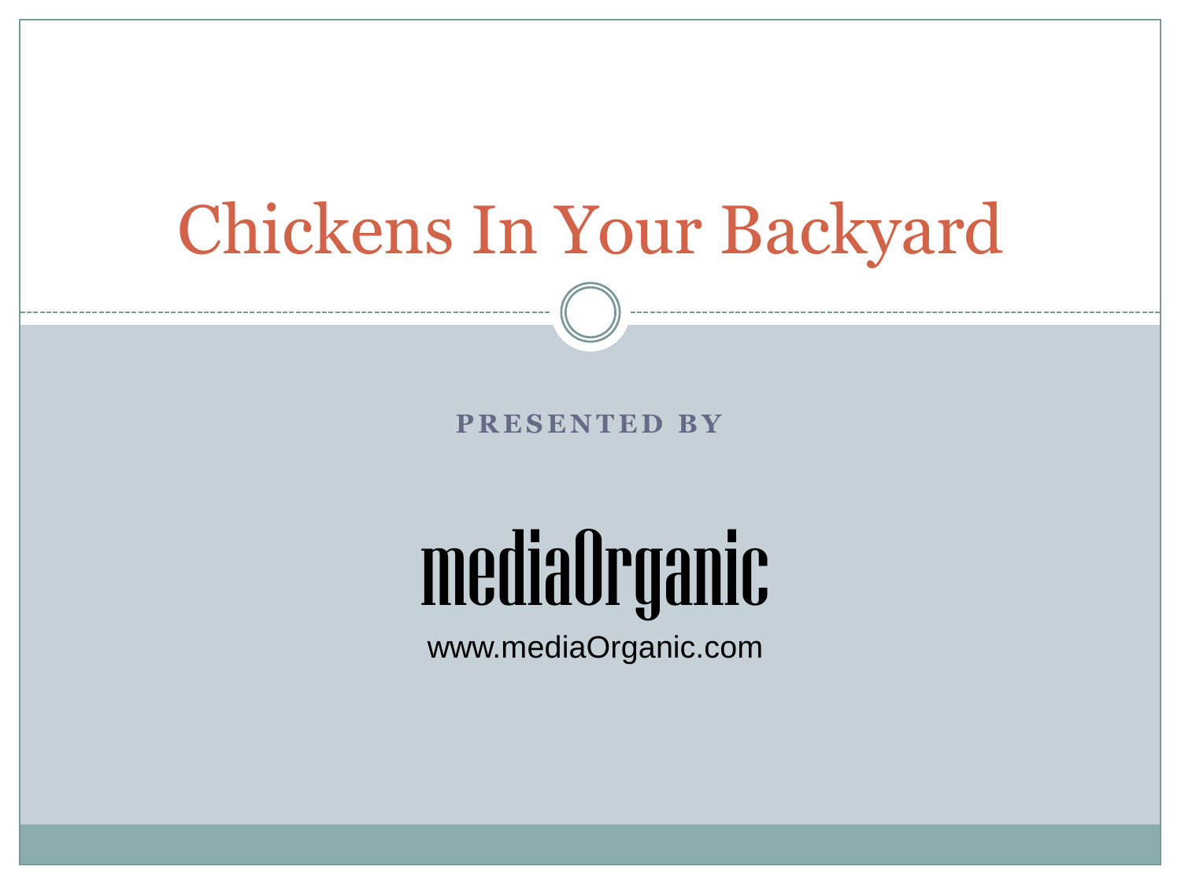# Chickens In Your Backyard

**PRESENTED BY**

mediaOrganic

www.mediaOrganic.com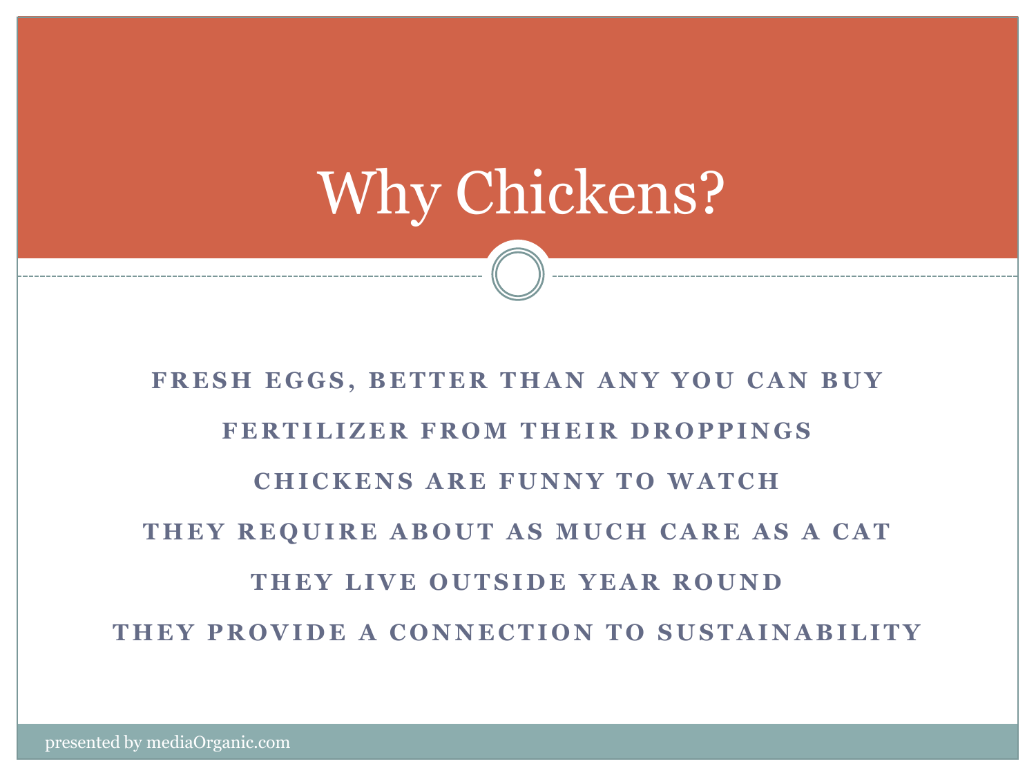# Why Chickens?

- FRESH EGGS, BETTER THAN ANY YOU CAN BUY
- FERTILIZER FROM THEIR DROPPINGS
- CHICKENS ARE FUNNY TO WATCH
- THEY REQUIRE ABOUT AS MUCH CARE AS A CAT
- THEY LIVE OUTSIDE YEAR ROUND
- THEY PROVIDE A CONNECTION TO SUSTAINABILITY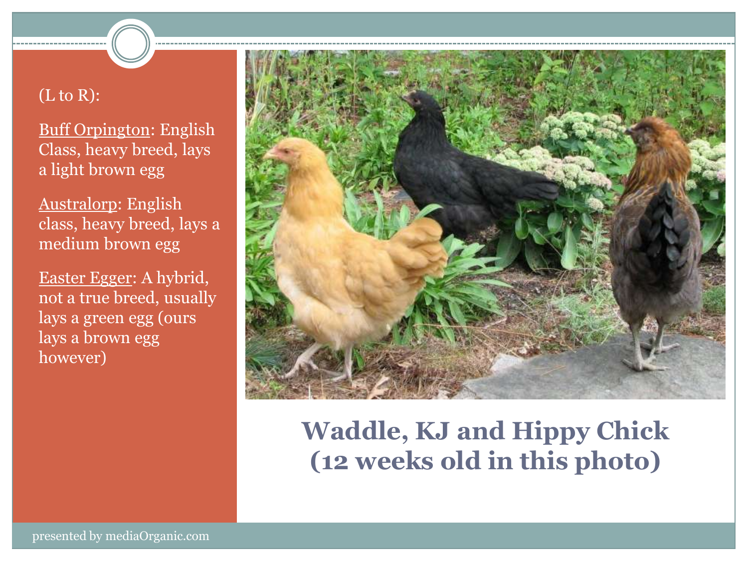(L to R):

Buff Orpington: English Class, heavy breed, lays a light brown egg

Australorp: English class, heavy breed, lays a medium brown egg

Easter Egger: A hybrid, not a true breed, usually lays a green egg (ours lays a brown egg however)

# Waddle, KJ and Hippy Chick (12 weeks old in this photo)

presented by mediaOrganic.com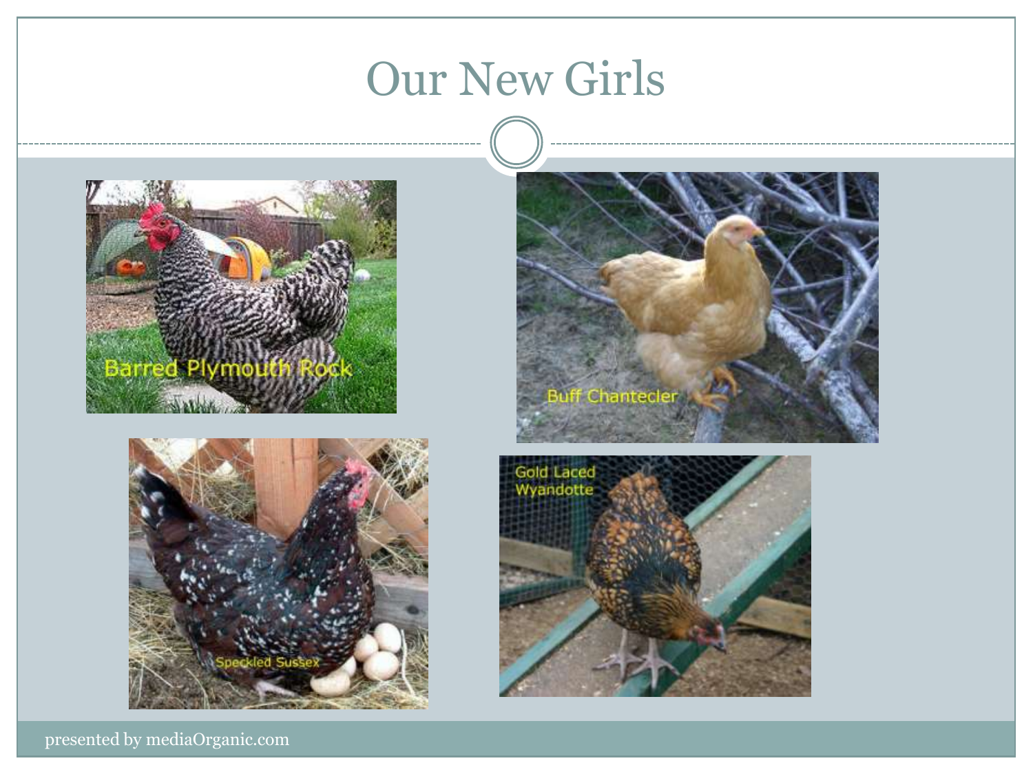# Our New Girls

Barred Plymouth Rock

Buff Chantecler

Speckled Sussex

Gold Laced Wyandotte

presented by mediaOrganic.com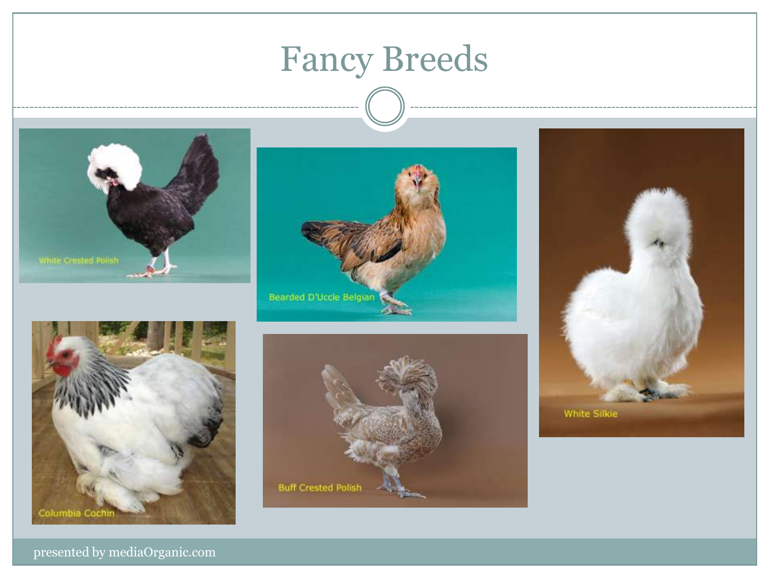# Fancy Breeds

White Crested Polish

Bearded D'Uccle Belgian

White Silkie

Columbia Cochin

Buff Crested Polish

presented by mediaOrganic.com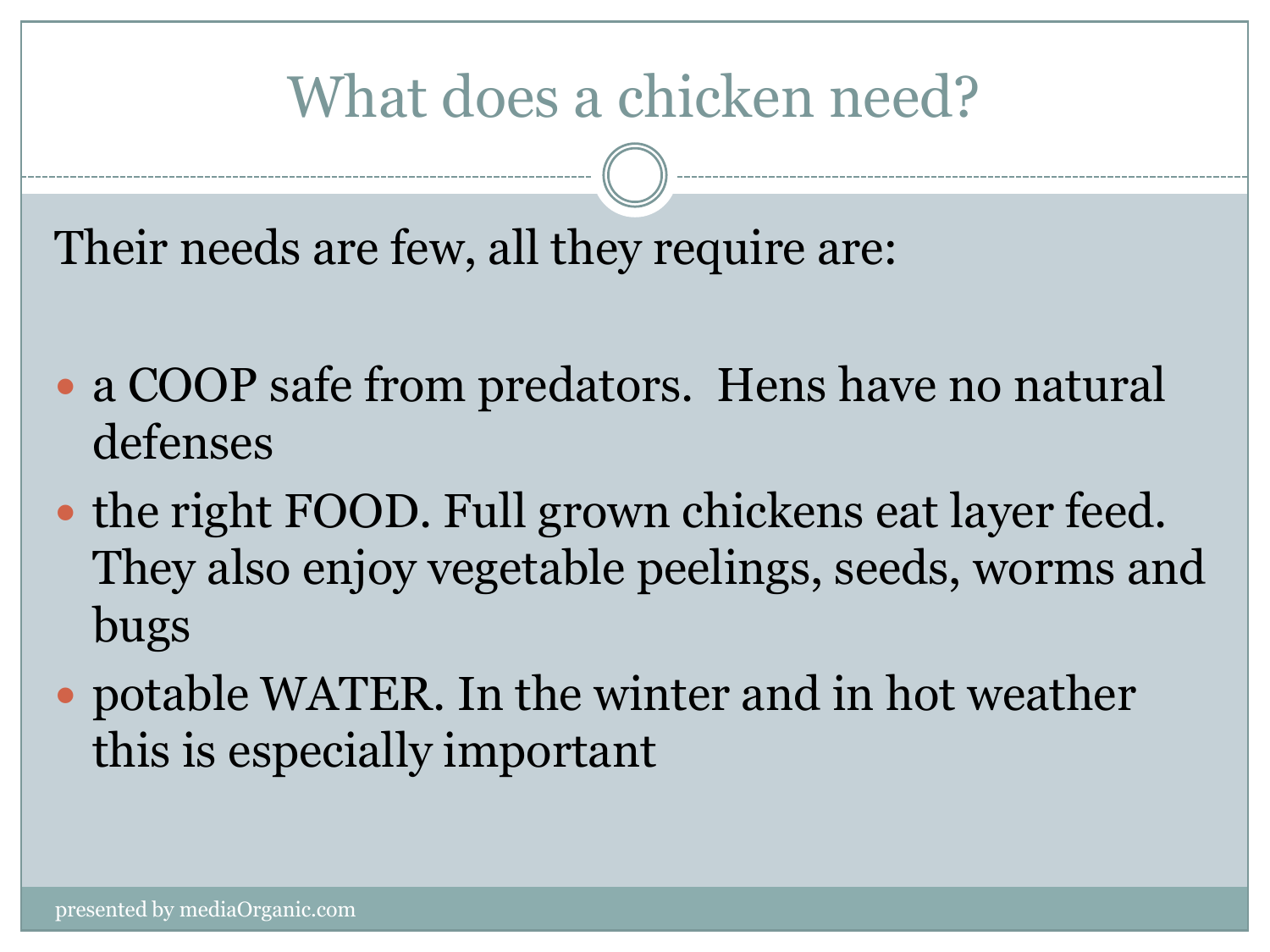# What does a chicken need?

Their needs are few, all they require are:

- a COOP safe from predators.  Hens have no natural defenses
- the right FOOD. Full grown chickens eat layer feed. They also enjoy vegetable peelings, seeds, worms and bugs
- potable WATER. In the winter and in hot weather this is especially important

presented by mediaOrganic.com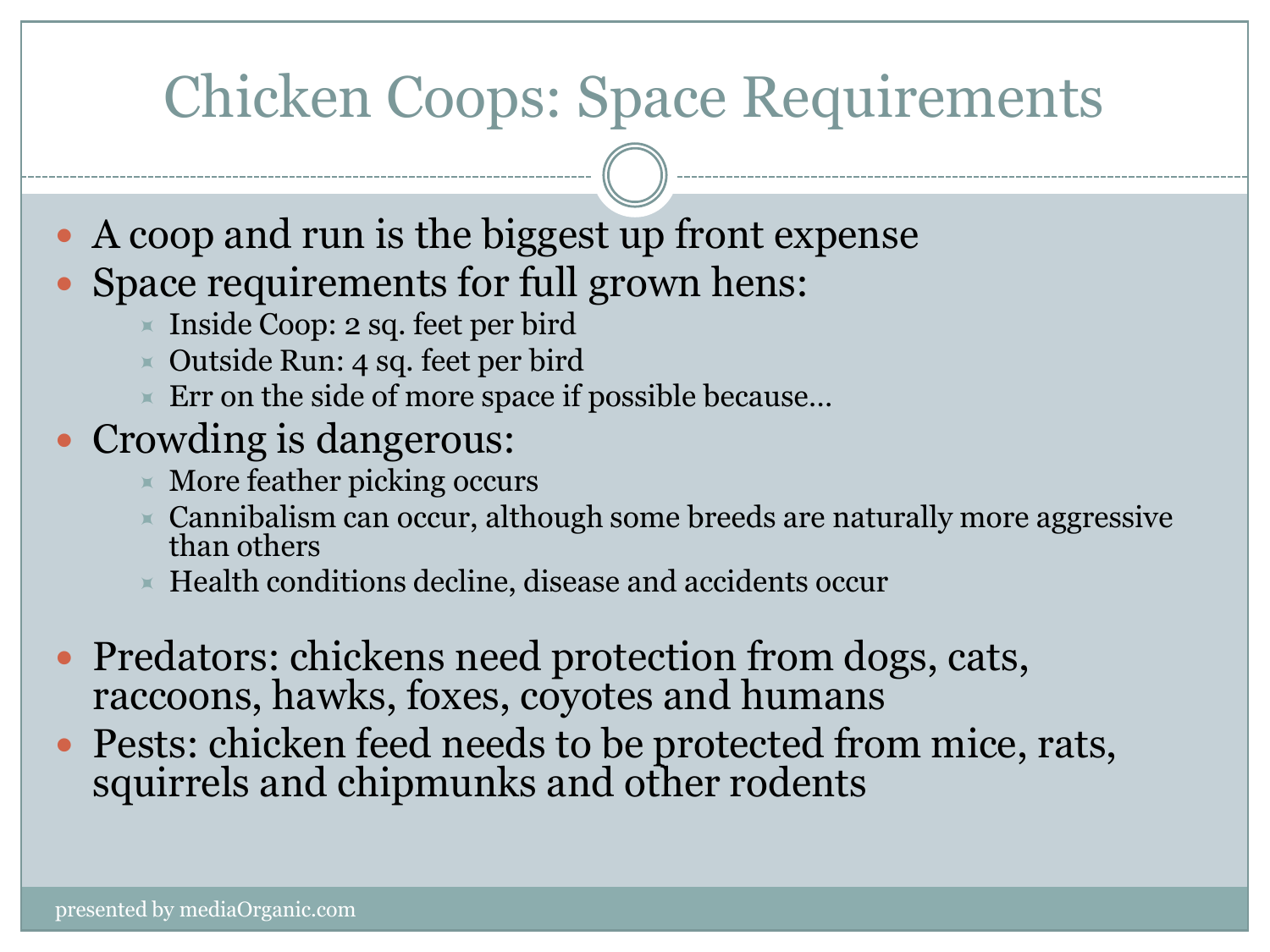# Chicken Coops: Space Requirements

- A coop and run is the biggest up front expense
- Space requirements for full grown hens:
  - Inside Coop: 2 sq. feet per bird
  - Outside Run: 4 sq. feet per bird
  - Err on the side of more space if possible because…
- Crowding is dangerous:
  - More feather picking occurs
  - Cannibalism can occur, although some breeds are naturally more aggressive than others
  - Health conditions decline, disease and accidents occur
- Predators: chickens need protection from dogs, cats, raccoons, hawks, foxes, coyotes and humans
- Pests: chicken feed needs to be protected from mice, rats, squirrels and chipmunks and other rodents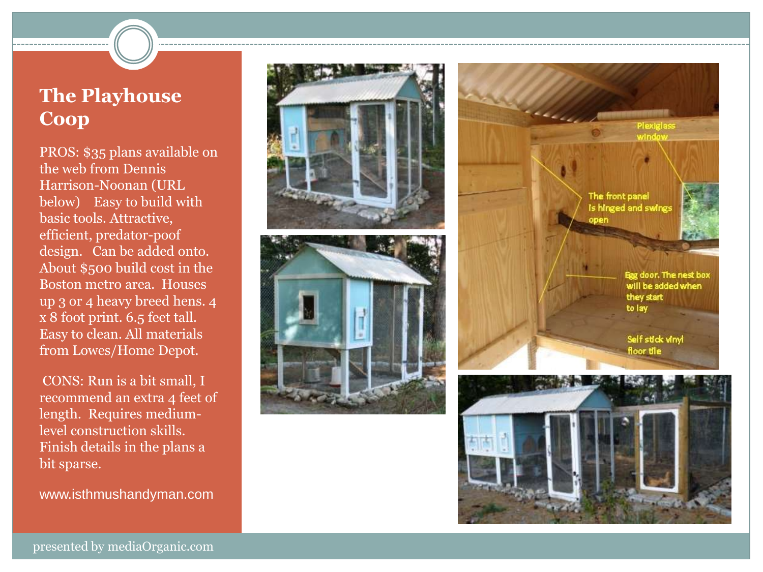# The Playhouse Coop

PROS: $35 plans available on the web from Dennis Harrison-Noonan (URL below) Easy to build with basic tools. Attractive, efficient, predator-poof design. Can be added onto. About $500 build cost in the Boston metro area. Houses up 3 or 4 heavy breed hens. 4 x 8 foot print. 6.5 feet tall. Easy to clean. All materials from Lowes/Home Depot.

CONS: Run is a bit small, I recommend an extra 4 feet of length. Requires medium-level construction skills. Finish details in the plans a bit sparse.

www.isthmushandyman.com

presented by mediaOrganic.com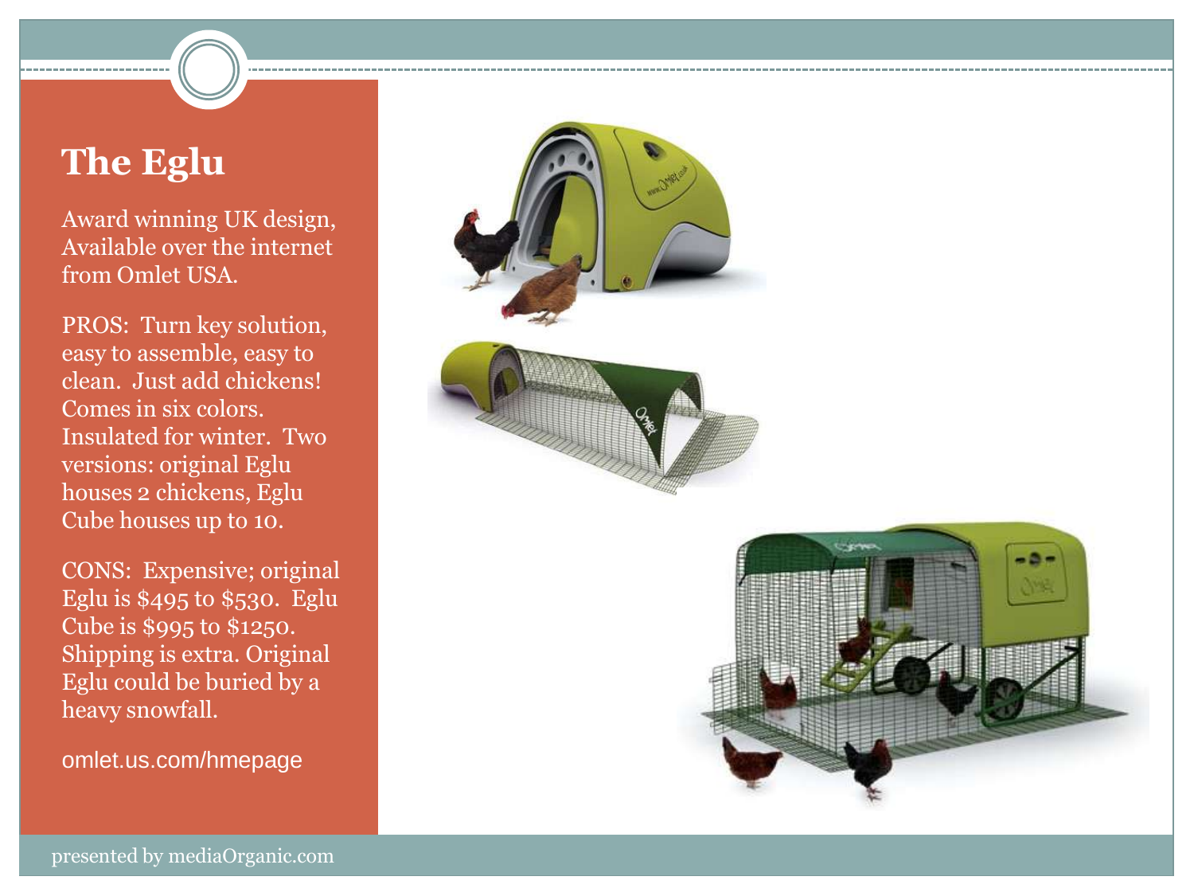# The Eglu

Award winning UK design, Available over the internet from Omlet USA.

PROS: Turn key solution, easy to assemble, easy to clean. Just add chickens! Comes in six colors. Insulated for winter. Two versions: original Eglu houses 2 chickens, Eglu Cube houses up to 10.

CONS: Expensive; original Eglu is $495 to $530. Eglu Cube is $995 to $1250. Shipping is extra. Original Eglu could be buried by a heavy snowfall.

omlet.us.com/hmepage

presented by mediaOrganic.com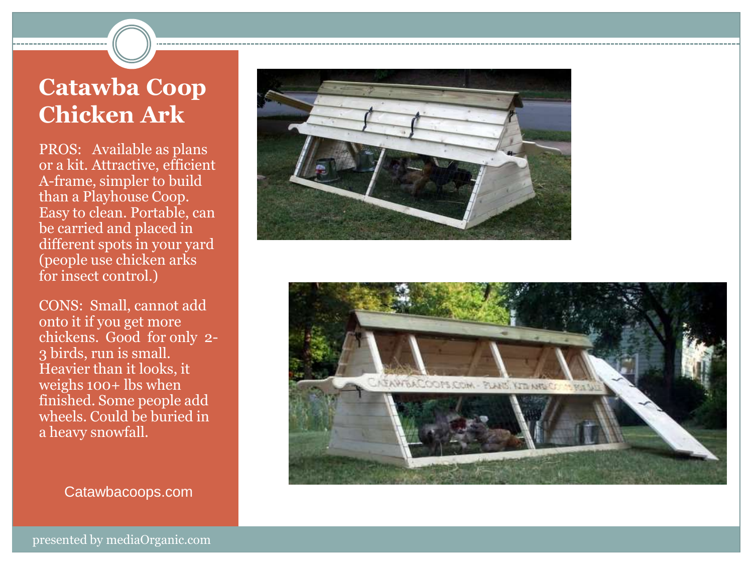# Catawba Coop Chicken Ark

PROS: Available as plans or a kit. Attractive, efficient A-frame, simpler to build than a Playhouse Coop. Easy to clean. Portable, can be carried and placed in different spots in your yard (people use chicken arks for insect control.)

CONS: Small, cannot add onto it if you get more chickens. Good for only 2-3 birds, run is small. Heavier than it looks, it weighs 100+ lbs when finished. Some people add wheels. Could be buried in a heavy snowfall.

Catawbacoops.com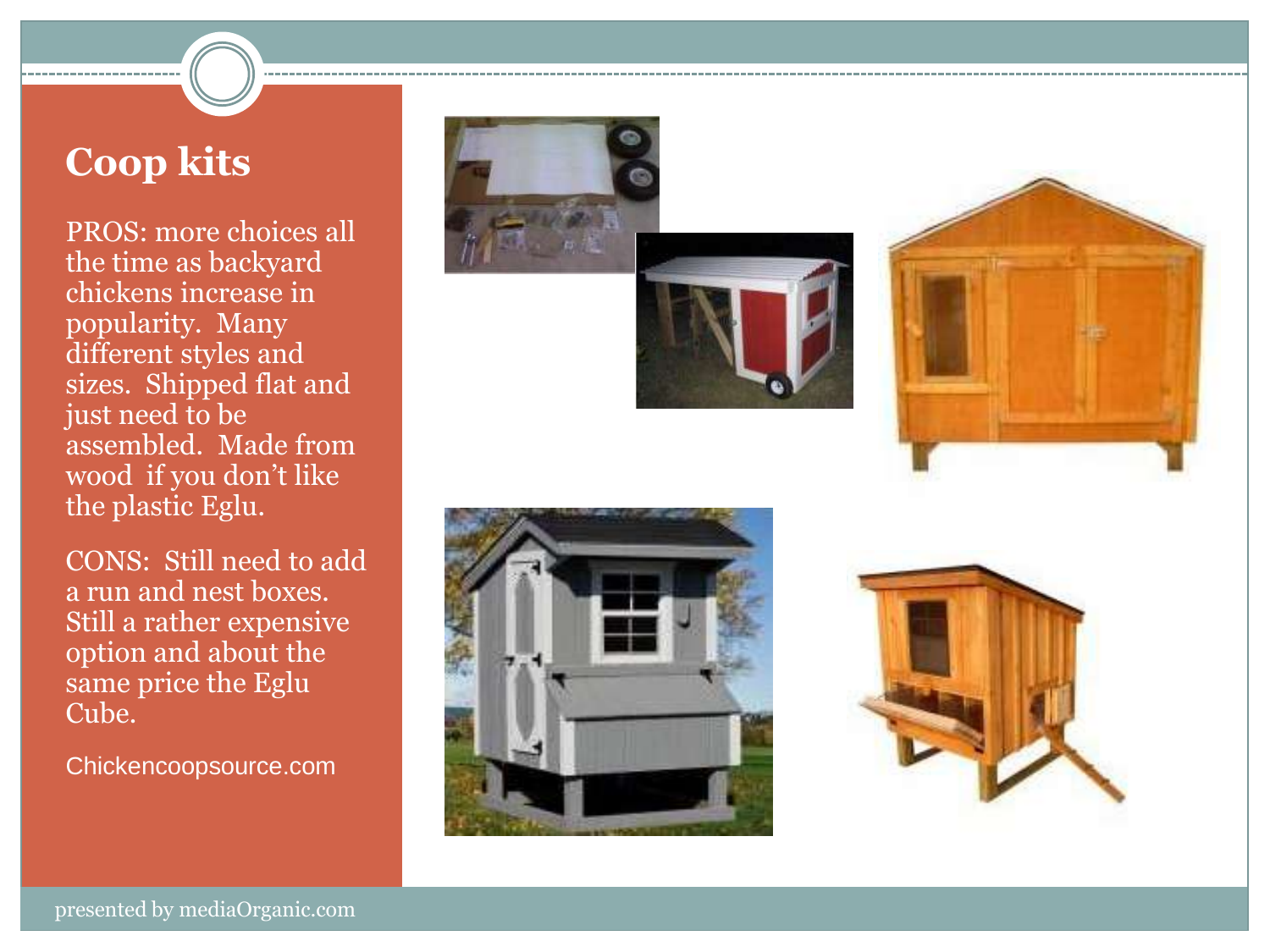# Coop kits

PROS: more choices all the time as backyard chickens increase in popularity. Many different styles and sizes. Shipped flat and just need to be assembled. Made from wood if you don't like the plastic Eglu.

CONS: Still need to add a run and nest boxes. Still a rather expensive option and about the same price the Eglu Cube.

Chickencoopsource.com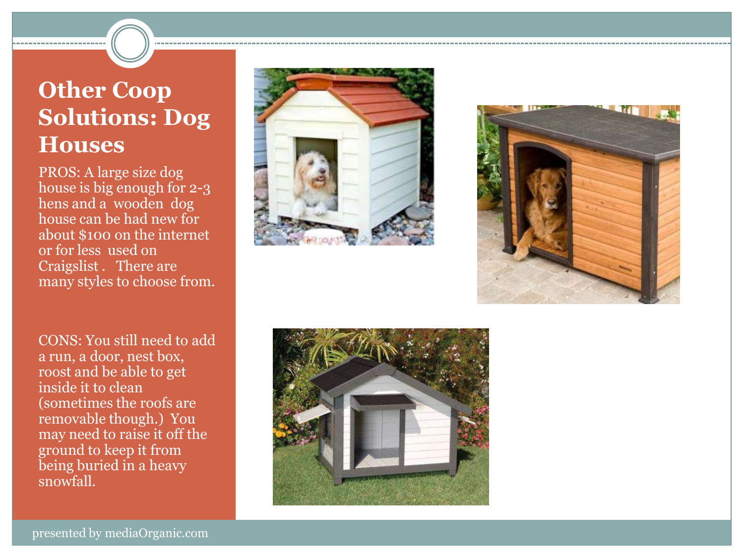# Other Coop Solutions: Dog Houses

PROS: A large size dog house is big enough for 2-3 hens and a wooden dog house can be had new for about $100 on the internet or for less used on Craigslist . There are many styles to choose from.

CONS: You still need to add a run, a door, nest box, roost and be able to get inside it to clean (sometimes the roofs are removable though.) You may need to raise it off the ground to keep it from being buried in a heavy snowfall.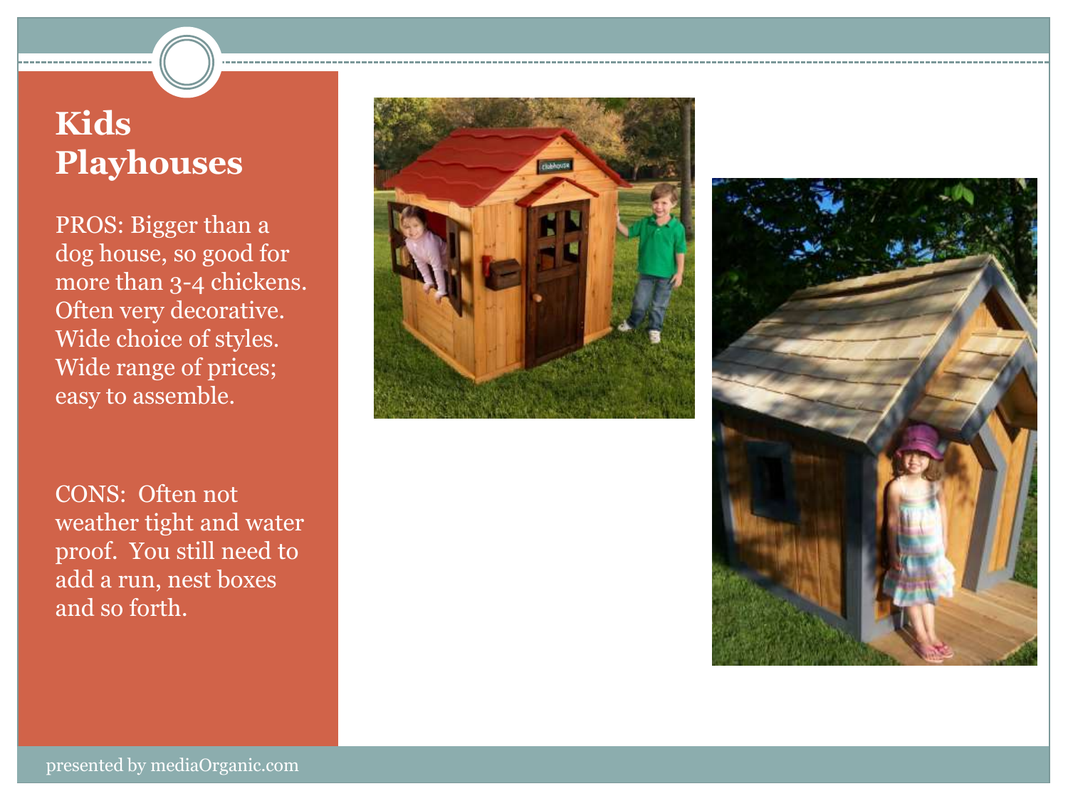# Kids Playhouses

PROS: Bigger than a dog house, so good for more than 3-4 chickens. Often very decorative. Wide choice of styles. Wide range of prices; easy to assemble.

CONS: Often not weather tight and water proof. You still need to add a run, nest boxes and so forth.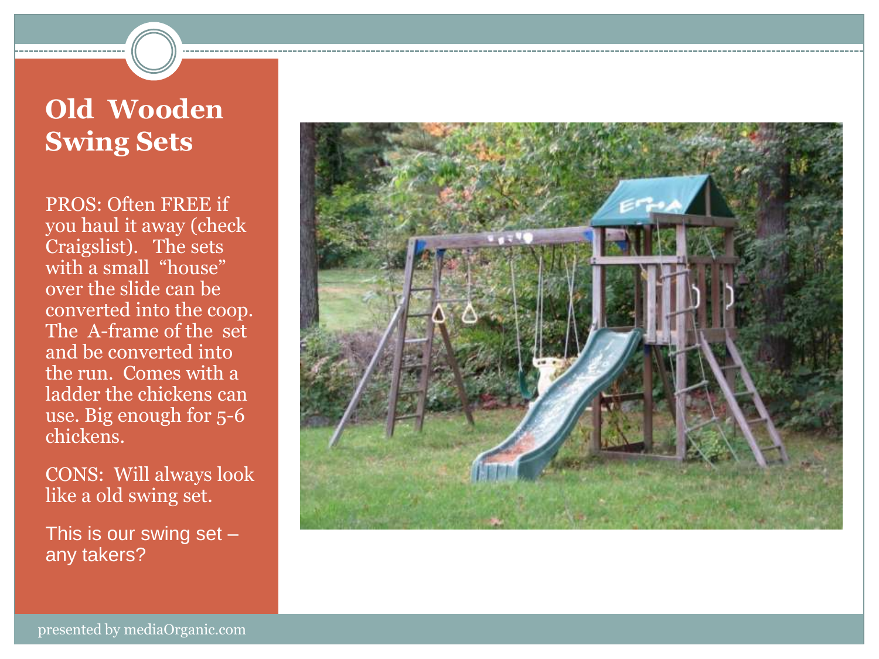# Old Wooden Swing Sets

PROS: Often FREE if you haul it away (check Craigslist). The sets with a small "house" over the slide can be converted into the coop. The A-frame of the set and be converted into the run. Comes with a ladder the chickens can use. Big enough for 5-6 chickens.

CONS: Will always look like a old swing set.

This is our swing set – any takers?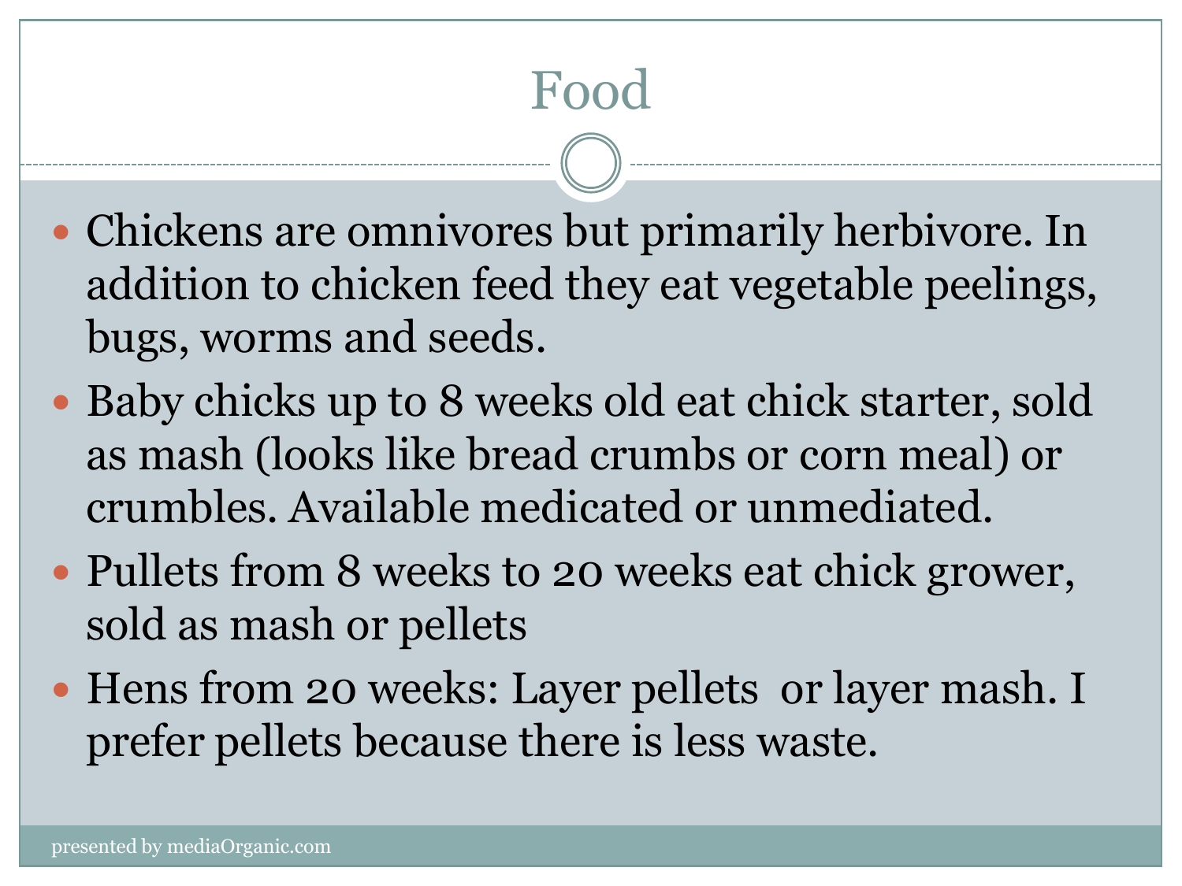# Food

- Chickens are omnivores but primarily herbivore. In addition to chicken feed they eat vegetable peelings, bugs, worms and seeds.
- Baby chicks up to 8 weeks old eat chick starter, sold as mash (looks like bread crumbs or corn meal) or crumbles. Available medicated or unmediated.
- Pullets from 8 weeks to 20 weeks eat chick grower, sold as mash or pellets
- Hens from 20 weeks: Layer pellets or layer mash. I prefer pellets because there is less waste.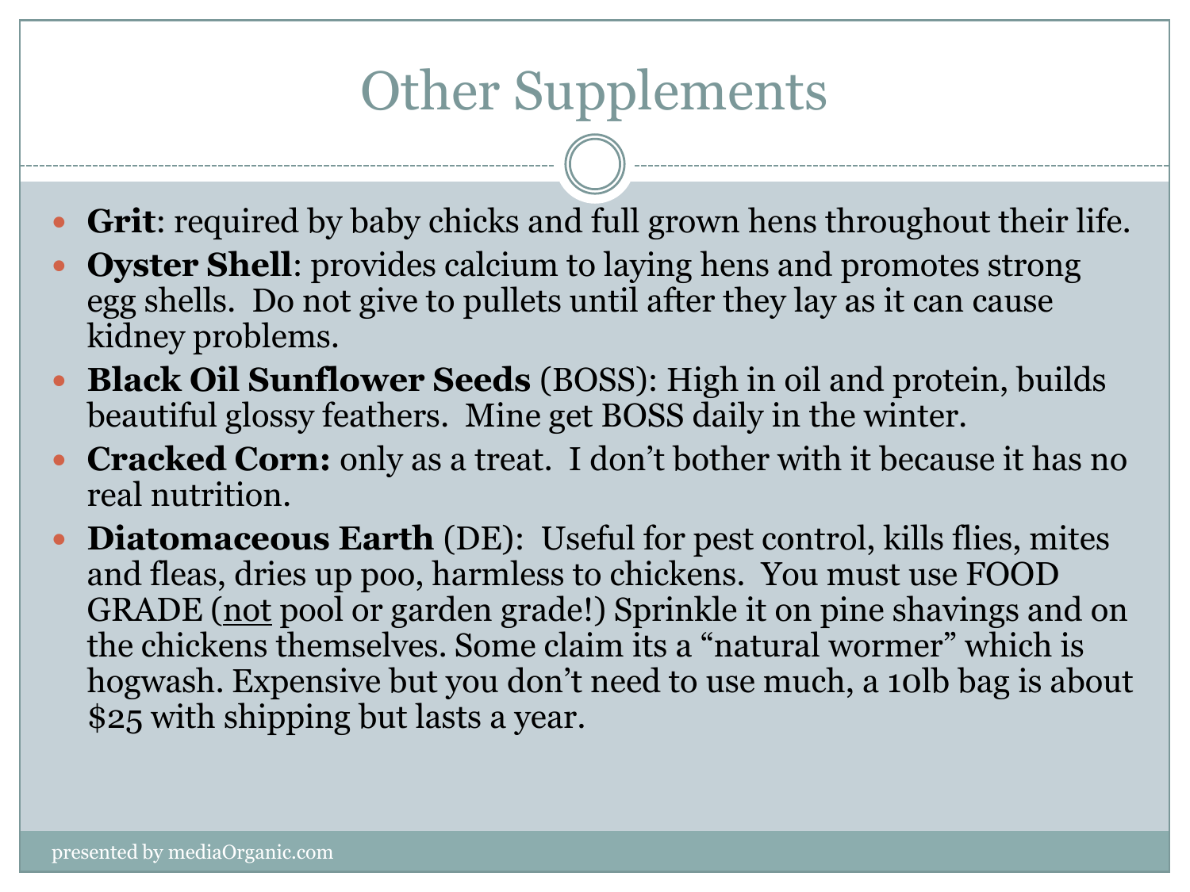# Other Supplements

- **Grit**: required by baby chicks and full grown hens throughout their life.
- **Oyster Shell**: provides calcium to laying hens and promotes strong egg shells. Do not give to pullets until after they lay as it can cause kidney problems.
- **Black Oil Sunflower Seeds** (BOSS): High in oil and protein, builds beautiful glossy feathers. Mine get BOSS daily in the winter.
- **Cracked Corn:** only as a treat. I don't bother with it because it has no real nutrition.
- **Diatomaceous Earth** (DE): Useful for pest control, kills flies, mites and fleas, dries up poo, harmless to chickens. You must use FOOD GRADE (<u>not</u> pool or garden grade!) Sprinkle it on pine shavings and on the chickens themselves. Some claim its a "natural wormer" which is hogwash. Expensive but you don't need to use much, a 10lb bag is about $25 with shipping but lasts a year.

presented by mediaOrganic.com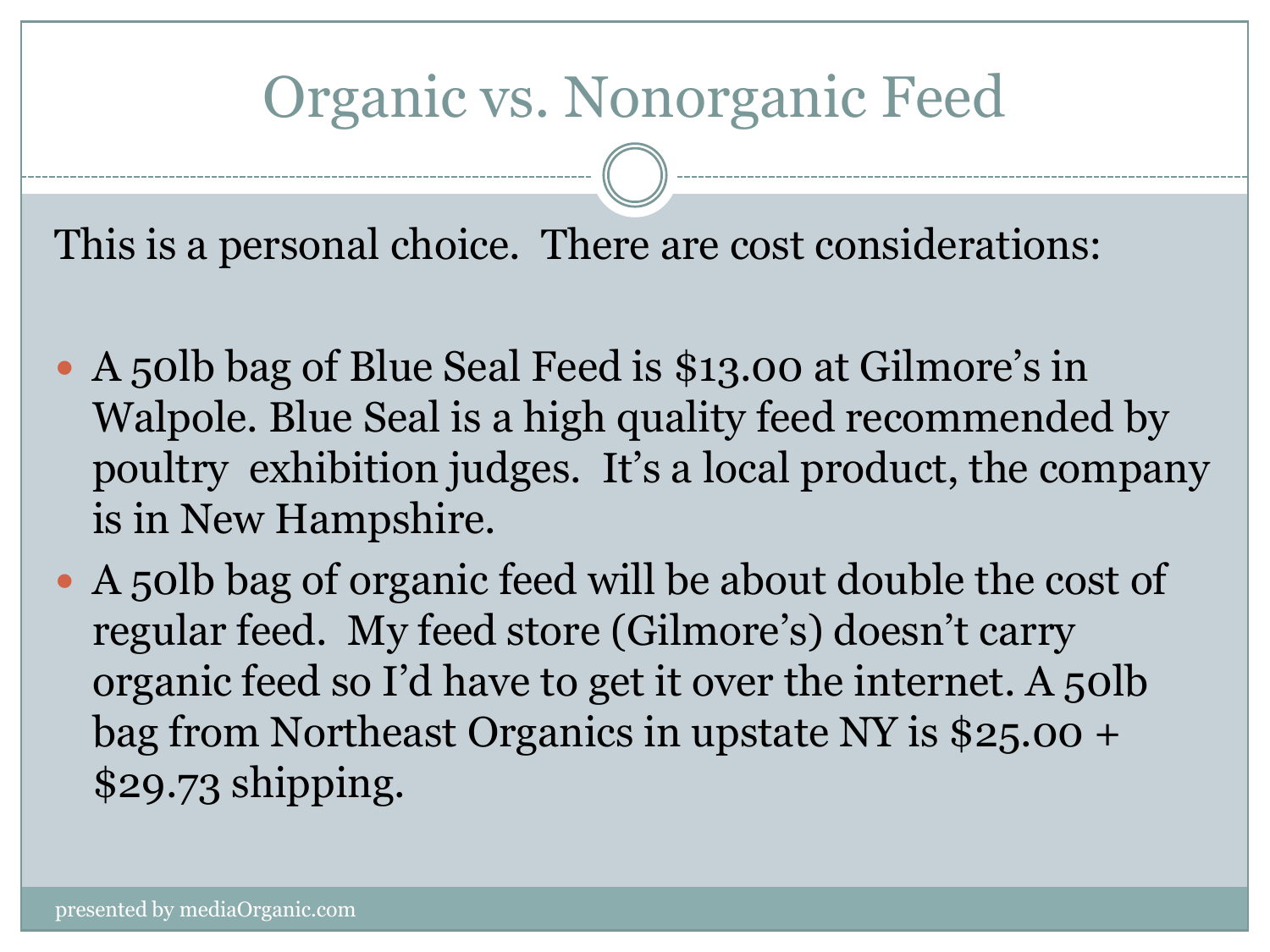# Organic vs. Nonorganic Feed

This is a personal choice. There are cost considerations:

- A 50lb bag of Blue Seal Feed is $13.00 at Gilmore's in Walpole. Blue Seal is a high quality feed recommended by poultry exhibition judges. It's a local product, the company is in New Hampshire.
- A 50lb bag of organic feed will be about double the cost of regular feed. My feed store (Gilmore's) doesn't carry organic feed so I'd have to get it over the internet. A 50lb bag from Northeast Organics in upstate NY is $25.00 + $29.73 shipping.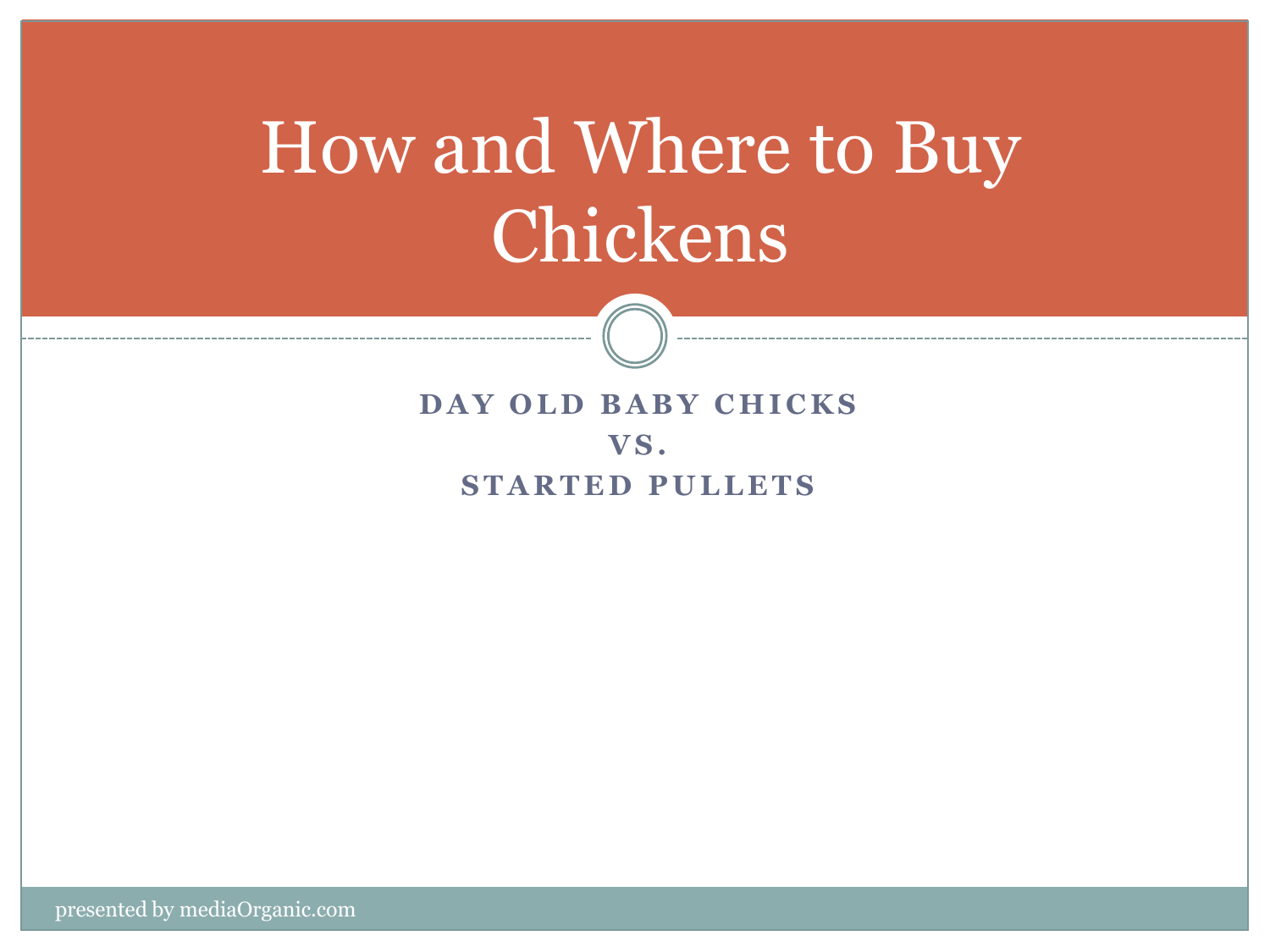# How and Where to Buy Chickens

**DAY OLD BABY CHICKS**

**VS.**

**STARTED PULLETS**

presented by mediaOrganic.com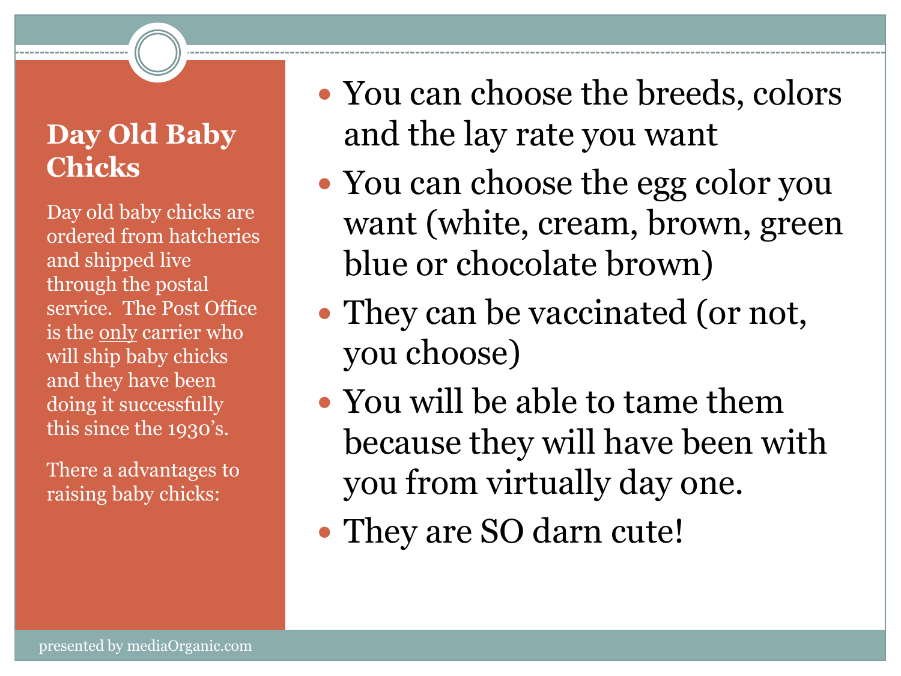## Day Old Baby Chicks

Day old baby chicks are ordered from hatcheries and shipped live through the postal service. The Post Office is the <u>only</u> carrier who will ship baby chicks and they have been doing it successfully this since the 1930's.

There a advantages to raising baby chicks:

- You can choose the breeds, colors and the lay rate you want
- You can choose the egg color you want (white, cream, brown, green blue or chocolate brown)
- They can be vaccinated (or not, you choose)
- You will be able to tame them because they will have been with you from virtually day one.
- They are SO darn cute!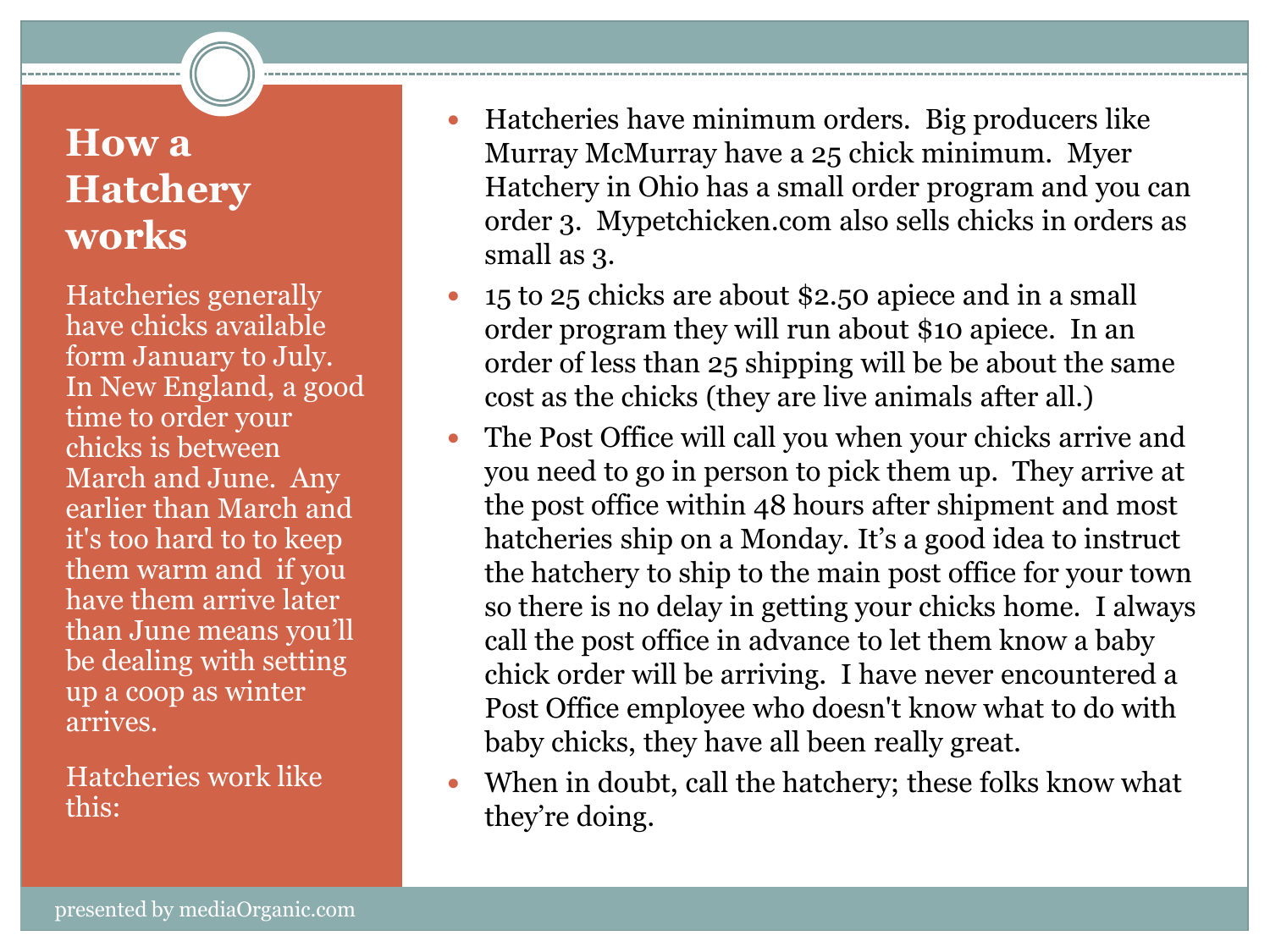# How a Hatchery works

Hatcheries generally have chicks available form January to July. In New England, a good time to order your chicks is between March and June. Any earlier than March and it's too hard to to keep them warm and if you have them arrive later than June means you'll be dealing with setting up a coop as winter arrives.

Hatcheries work like this:

- Hatcheries have minimum orders. Big producers like Murray McMurray have a 25 chick minimum. Myer Hatchery in Ohio has a small order program and you can order 3. Mypetchicken.com also sells chicks in orders as small as 3.
- 15 to 25 chicks are about $2.50 apiece and in a small order program they will run about $10 apiece. In an order of less than 25 shipping will be be about the same cost as the chicks (they are live animals after all.)
- The Post Office will call you when your chicks arrive and you need to go in person to pick them up. They arrive at the post office within 48 hours after shipment and most hatcheries ship on a Monday. It's a good idea to instruct the hatchery to ship to the main post office for your town so there is no delay in getting your chicks home. I always call the post office in advance to let them know a baby chick order will be arriving. I have never encountered a Post Office employee who doesn't know what to do with baby chicks, they have all been really great.
- When in doubt, call the hatchery; these folks know what they're doing.

presented by mediaOrganic.com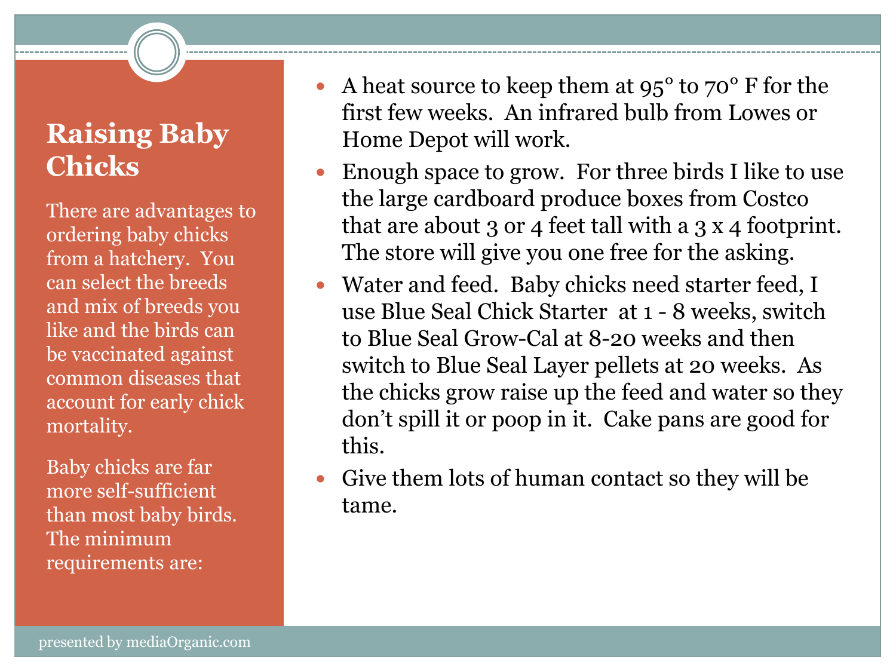## Raising Baby Chicks

There are advantages to ordering baby chicks from a hatchery. You can select the breeds and mix of breeds you like and the birds can be vaccinated against common diseases that account for early chick mortality.

Baby chicks are far more self-sufficient than most baby birds. The minimum requirements are:

- A heat source to keep them at 95° to 70° F for the first few weeks. An infrared bulb from Lowes or Home Depot will work.
- Enough space to grow. For three birds I like to use the large cardboard produce boxes from Costco that are about 3 or 4 feet tall with a 3 x 4 footprint. The store will give you one free for the asking.
- Water and feed. Baby chicks need starter feed, I use Blue Seal Chick Starter at 1 - 8 weeks, switch to Blue Seal Grow-Cal at 8-20 weeks and then switch to Blue Seal Layer pellets at 20 weeks. As the chicks grow raise up the feed and water so they don't spill it or poop in it. Cake pans are good for this.
- Give them lots of human contact so they will be tame.

presented by mediaOrganic.com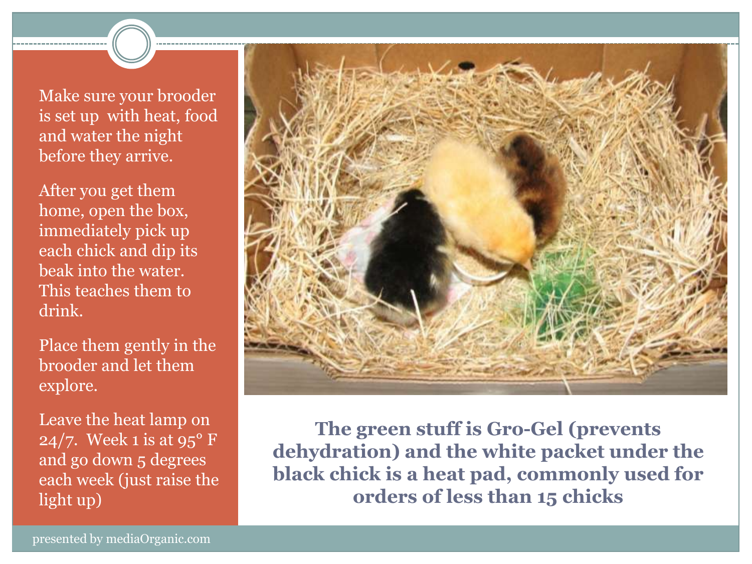Make sure your brooder is set up with heat, food and water the night before they arrive.

After you get them home, open the box, immediately pick up each chick and dip its beak into the water. This teaches them to drink.

Place them gently in the brooder and let them explore.

Leave the heat lamp on 24/7. Week 1 is at 95° F and go down 5 degrees each week (just raise the light up)

**The green stuff is Gro-Gel (prevents dehydration) and the white packet under the black chick is a heat pad, commonly used for orders of less than 15 chicks**

presented by mediaOrganic.com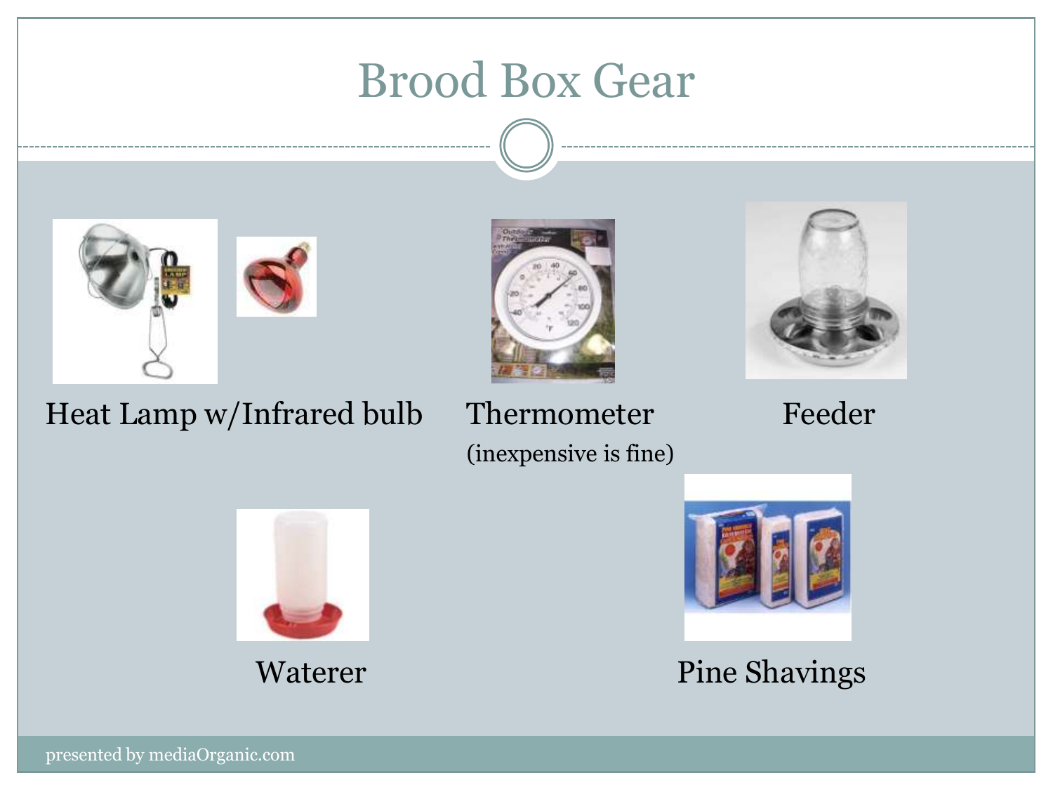# Brood Box Gear

Heat Lamp w/Infrared bulb

Thermometer
(inexpensive is fine)

Feeder

Waterer

Pine Shavings

presented by mediaOrganic.com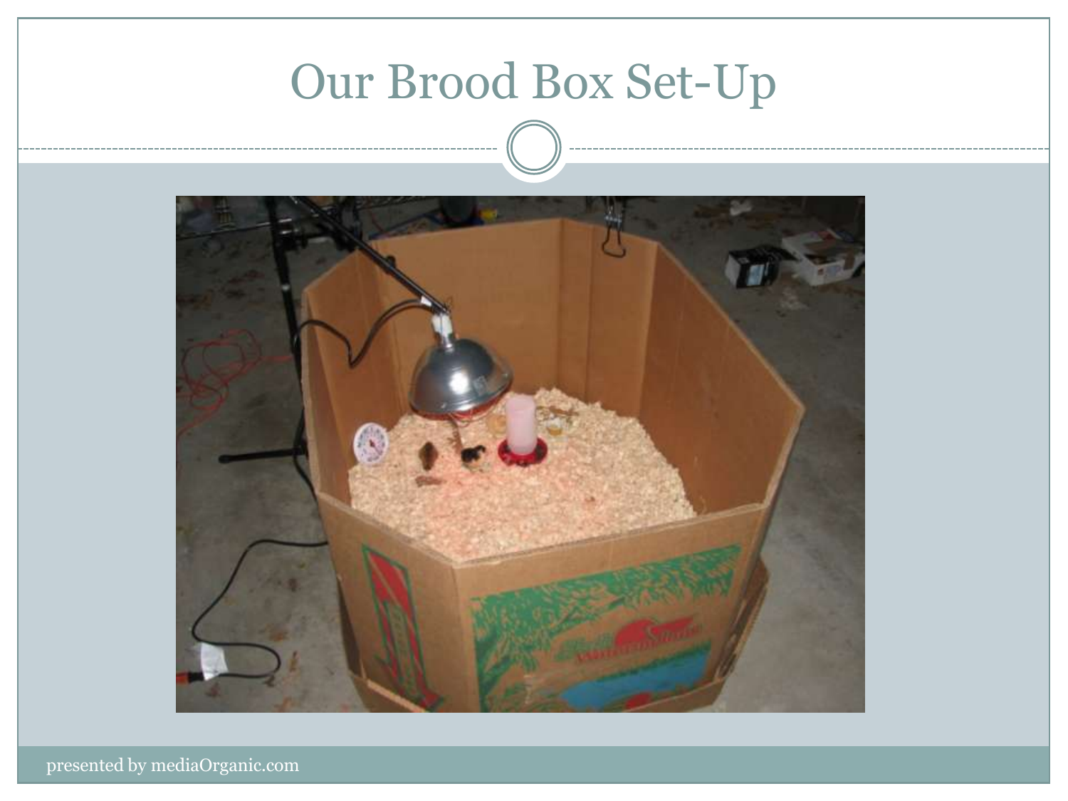# Our Brood Box Set-Up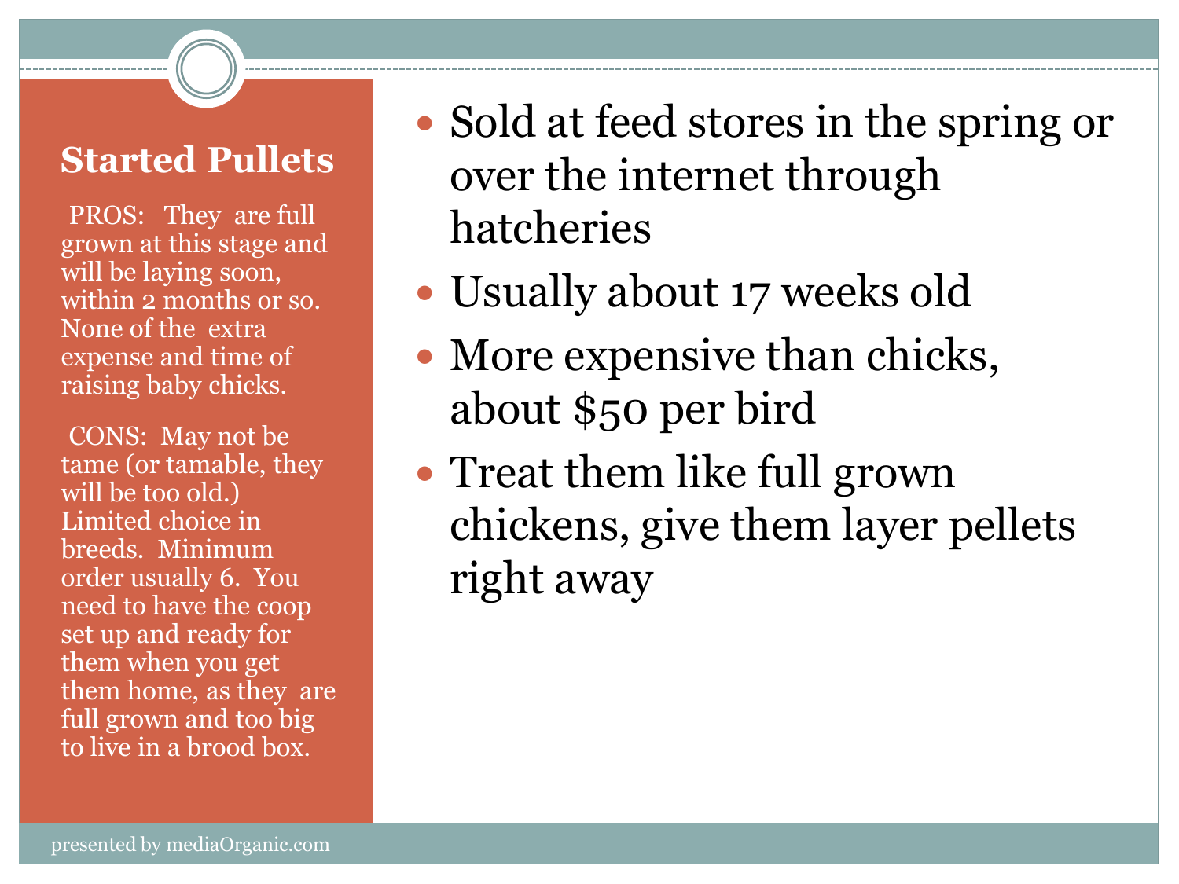## Started Pullets

PROS: They are full grown at this stage and will be laying soon, within 2 months or so. None of the extra expense and time of raising baby chicks.

CONS: May not be tame (or tamable, they will be too old.) Limited choice in breeds. Minimum order usually 6. You need to have the coop set up and ready for them when you get them home, as they are full grown and too big to live in a brood box.

- Sold at feed stores in the spring or over the internet through hatcheries
- Usually about 17 weeks old
- More expensive than chicks, about $50 per bird
- Treat them like full grown chickens, give them layer pellets right away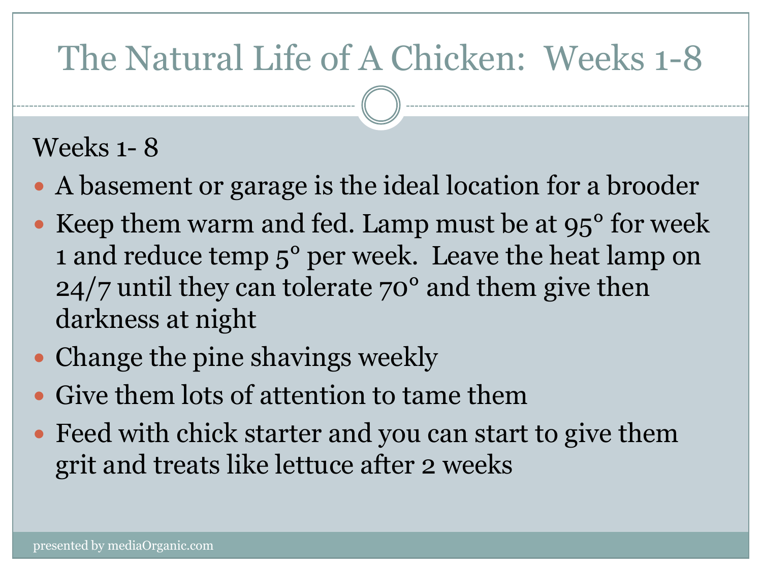# The Natural Life of A Chicken: Weeks 1-8

Weeks 1- 8

- A basement or garage is the ideal location for a brooder
- Keep them warm and fed. Lamp must be at 95° for week 1 and reduce temp 5° per week. Leave the heat lamp on 24/7 until they can tolerate 70° and them give then darkness at night
- Change the pine shavings weekly
- Give them lots of attention to tame them
- Feed with chick starter and you can start to give them grit and treats like lettuce after 2 weeks

presented by mediaOrganic.com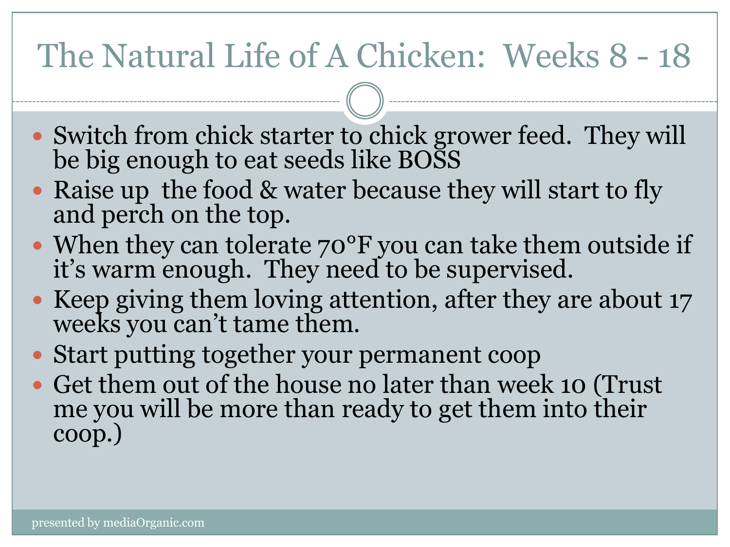# The Natural Life of A Chicken: Weeks 8 - 18

- Switch from chick starter to chick grower feed. They will be big enough to eat seeds like BOSS
- Raise up the food & water because they will start to fly and perch on the top.
- When they can tolerate 70°F you can take them outside if it's warm enough. They need to be supervised.
- Keep giving them loving attention, after they are about 17 weeks you can't tame them.
- Start putting together your permanent coop
- Get them out of the house no later than week 10 (Trust me you will be more than ready to get them into their coop.)

presented by mediaOrganic.com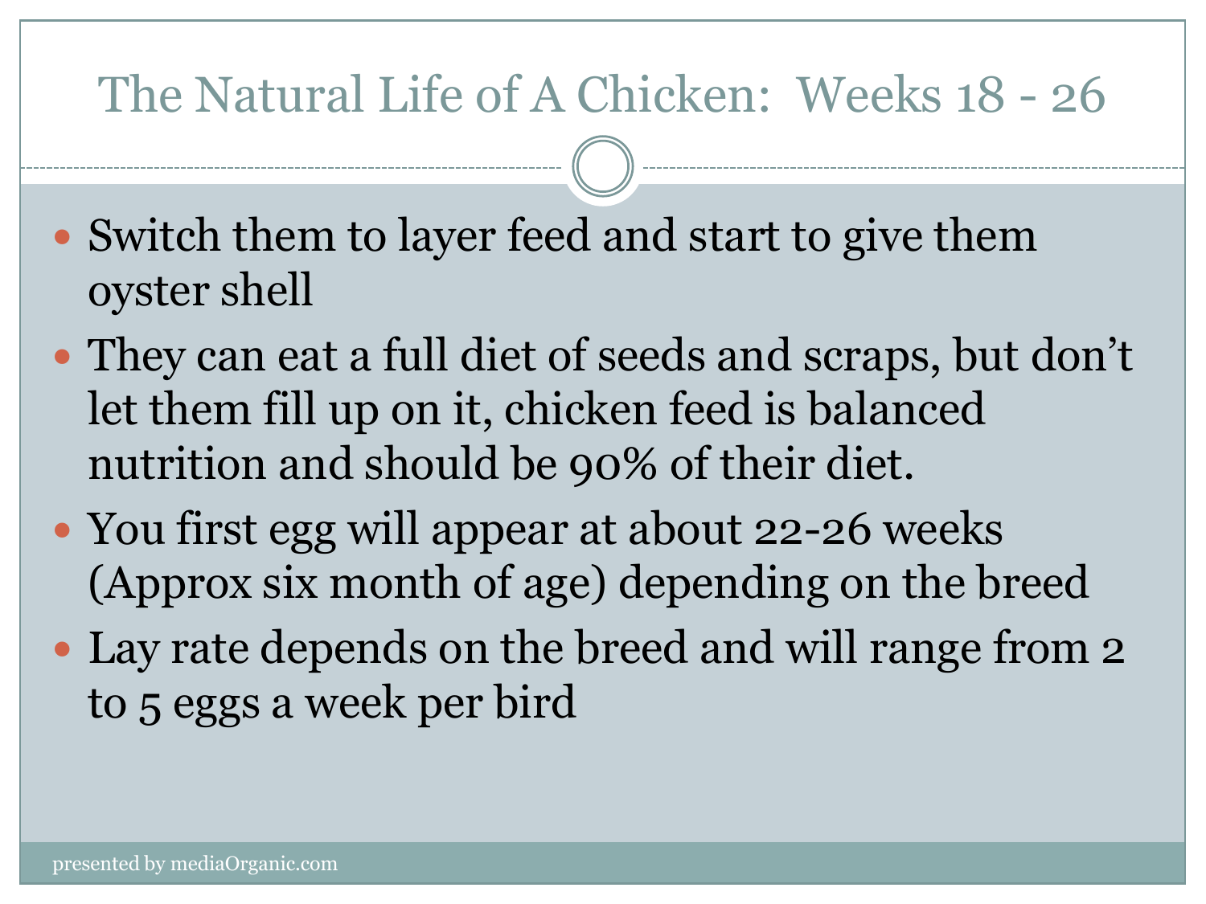# The Natural Life of A Chicken: Weeks 18 - 26

- Switch them to layer feed and start to give them oyster shell
- They can eat a full diet of seeds and scraps, but don't let them fill up on it, chicken feed is balanced nutrition and should be 90% of their diet.
- You first egg will appear at about 22-26 weeks (Approx six month of age) depending on the breed
- Lay rate depends on the breed and will range from 2 to 5 eggs a week per bird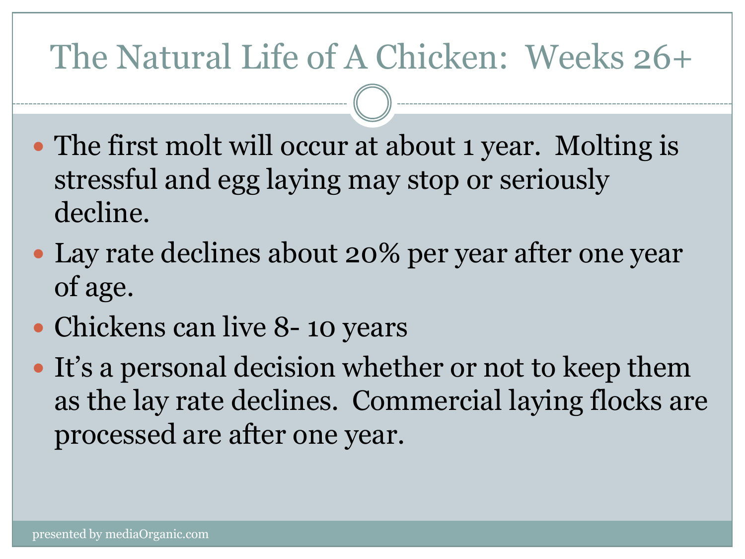# The Natural Life of A Chicken: Weeks 26+

- The first molt will occur at about 1 year. Molting is stressful and egg laying may stop or seriously decline.
- Lay rate declines about 20% per year after one year of age.
- Chickens can live 8- 10 years
- It's a personal decision whether or not to keep them as the lay rate declines. Commercial laying flocks are processed are after one year.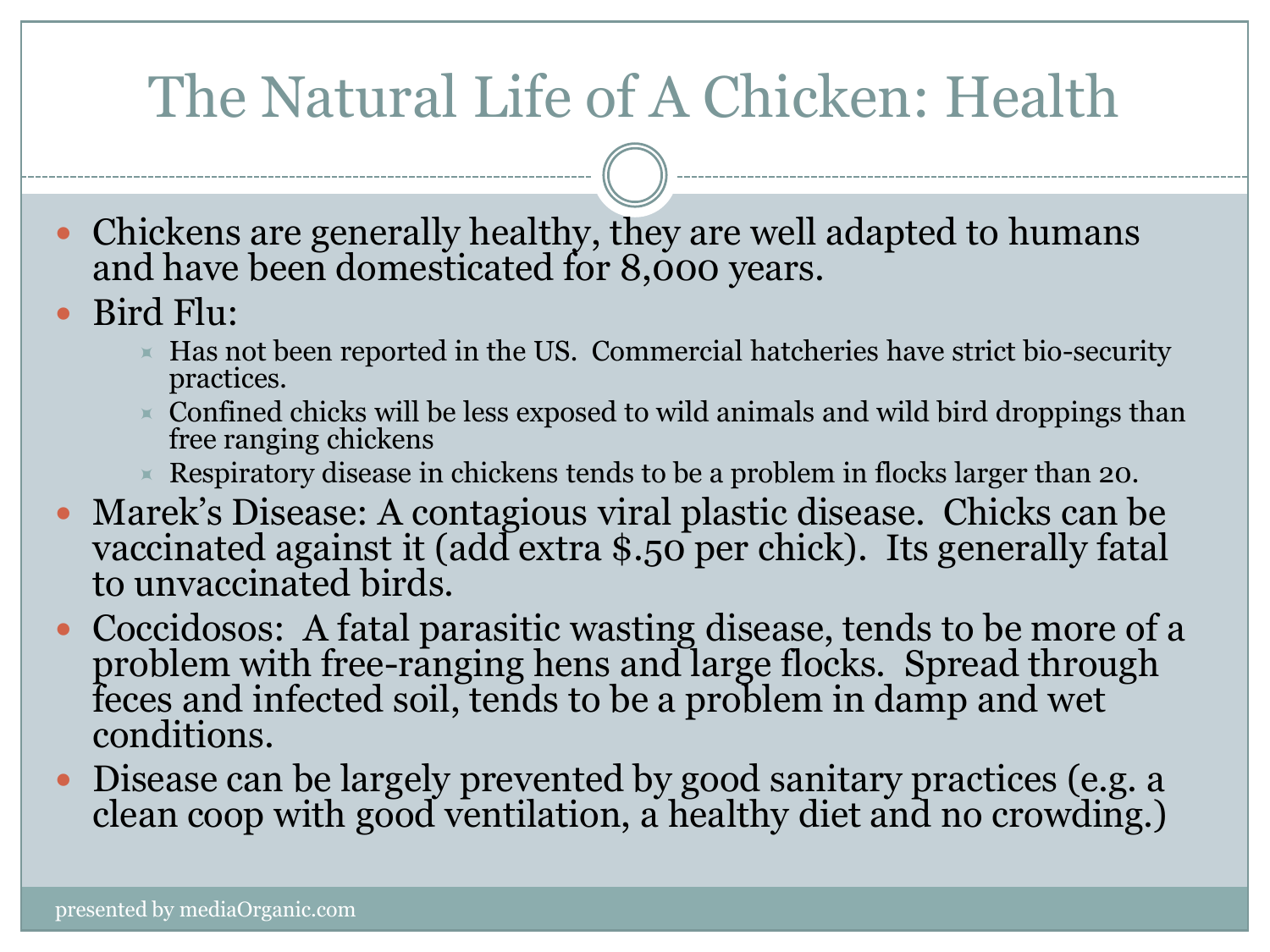# The Natural Life of A Chicken: Health

- Chickens are generally healthy, they are well adapted to humans and have been domesticated for 8,000 years.
- Bird Flu:
  - Has not been reported in the US. Commercial hatcheries have strict bio-security practices.
  - Confined chicks will be less exposed to wild animals and wild bird droppings than free ranging chickens
  - Respiratory disease in chickens tends to be a problem in flocks larger than 20.
- Marek's Disease: A contagious viral plastic disease. Chicks can be vaccinated against it (add extra $.50 per chick). Its generally fatal to unvaccinated birds.
- Coccidosos: A fatal parasitic wasting disease, tends to be more of a problem with free-ranging hens and large flocks. Spread through feces and infected soil, tends to be a problem in damp and wet conditions.
- Disease can be largely prevented by good sanitary practices (e.g. a clean coop with good ventilation, a healthy diet and no crowding.)

presented by mediaOrganic.com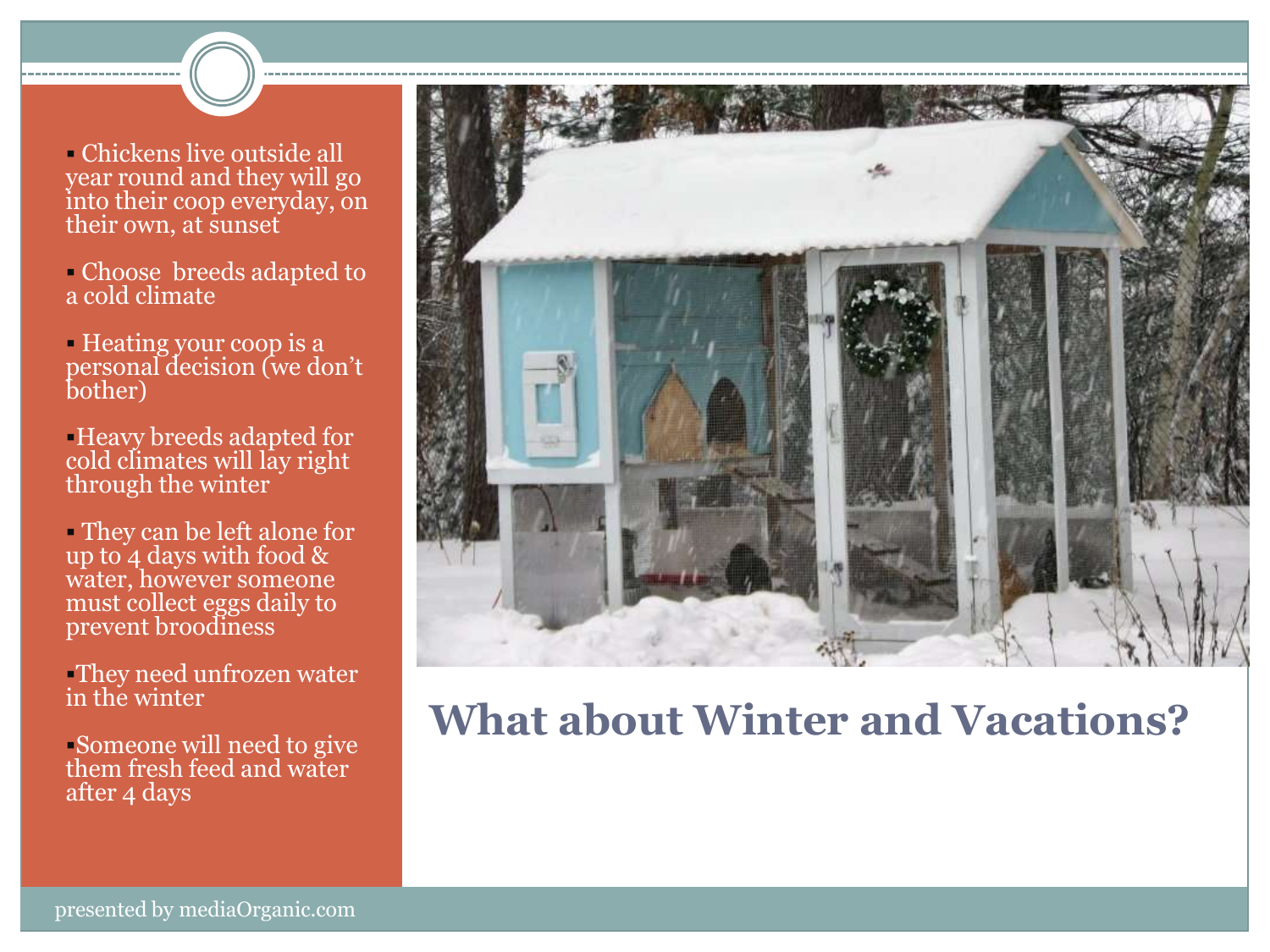# What about Winter and Vacations?

- Chickens live outside all year round and they will go into their coop everyday, on their own, at sunset
- Choose breeds adapted to a cold climate
- Heating your coop is a personal decision (we don't bother)
- Heavy breeds adapted for cold climates will lay right through the winter
- They can be left alone for up to 4 days with food & water, however someone must collect eggs daily to prevent broodiness
- They need unfrozen water in the winter
- Someone will need to give them fresh feed and water after 4 days

presented by mediaOrganic.com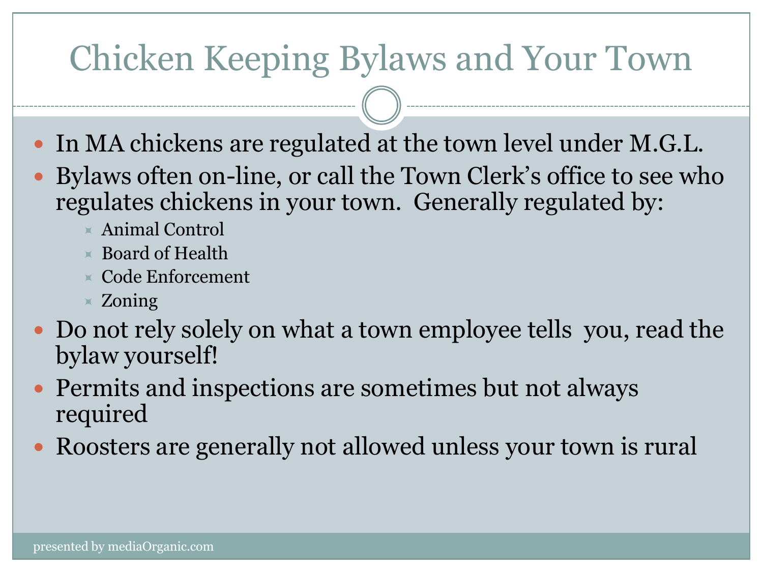# Chicken Keeping Bylaws and Your Town

- In MA chickens are regulated at the town level under M.G.L.
- Bylaws often on-line, or call the Town Clerk's office to see who regulates chickens in your town. Generally regulated by:
  - Animal Control
  - Board of Health
  - Code Enforcement
  - Zoning
- Do not rely solely on what a town employee tells you, read the bylaw yourself!
- Permits and inspections are sometimes but not always required
- Roosters are generally not allowed unless your town is rural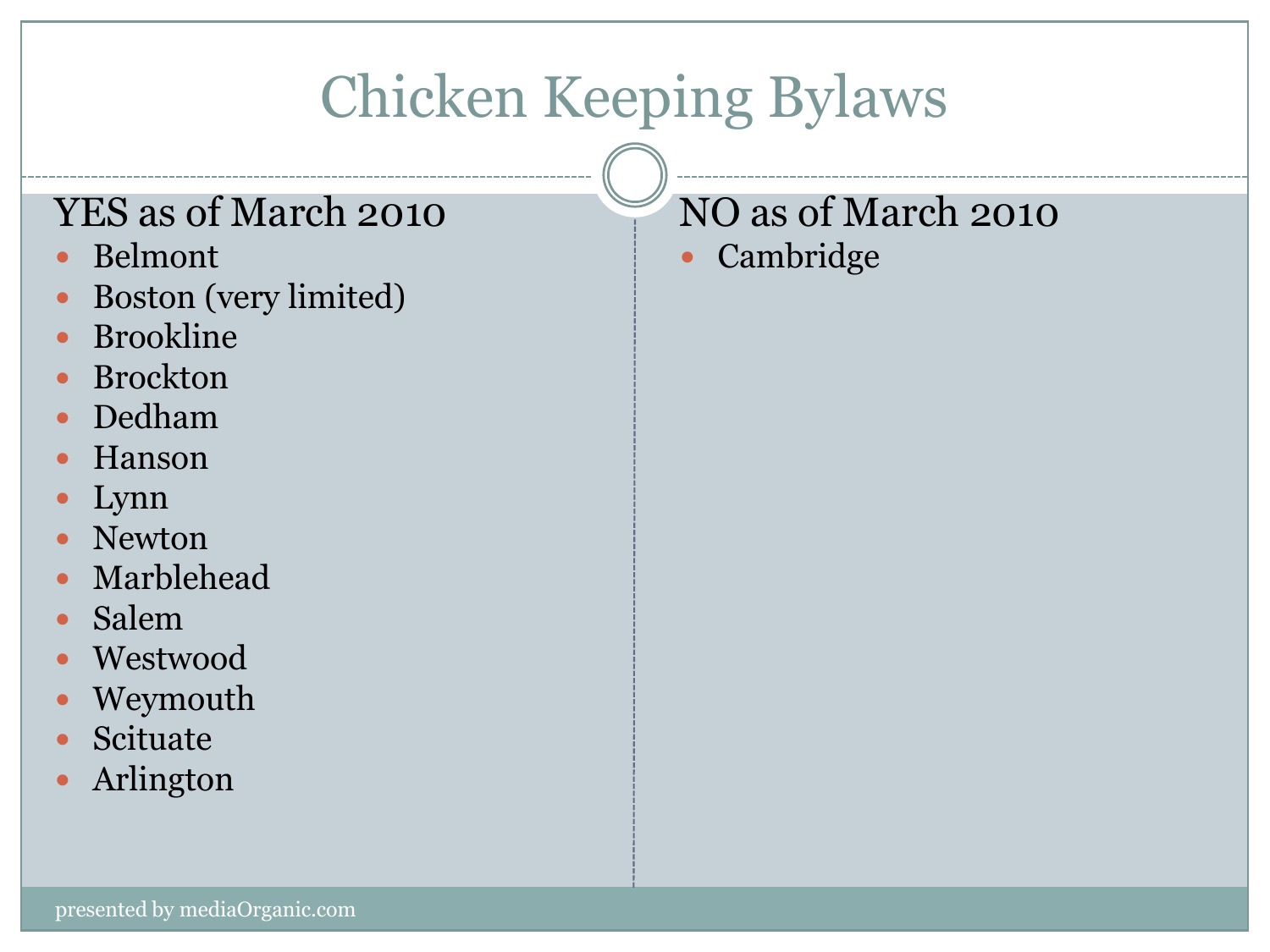# Chicken Keeping Bylaws

## YES as of March 2010

- Belmont
- Boston (very limited)
- Brookline
- Brockton
- Dedham
- Hanson
- Lynn
- Newton
- Marblehead
- Salem
- Westwood
- Weymouth
- Scituate
- Arlington

## NO as of March 2010

- Cambridge

presented by mediaOrganic.com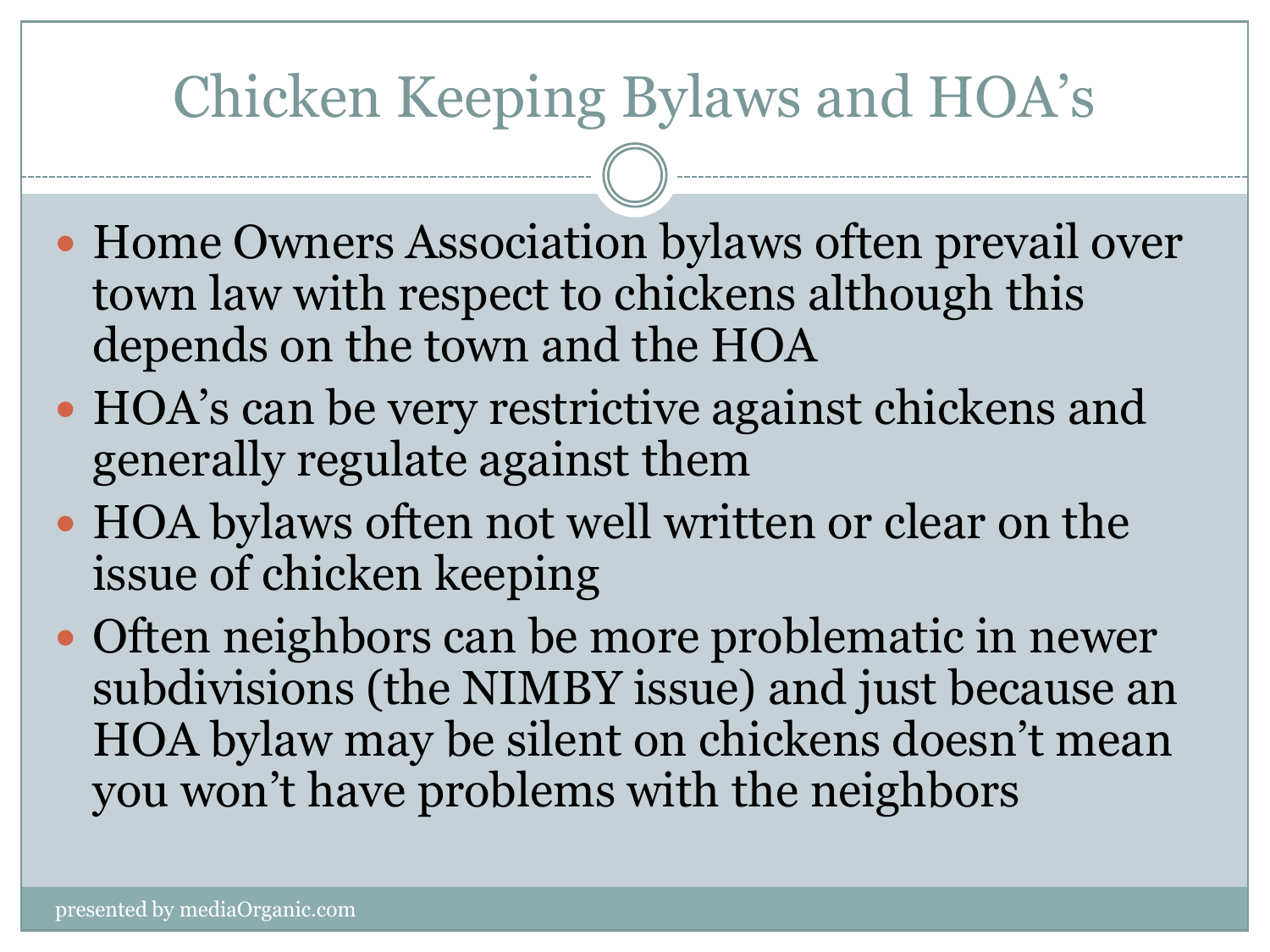# Chicken Keeping Bylaws and HOA's

- Home Owners Association bylaws often prevail over town law with respect to chickens although this depends on the town and the HOA
- HOA's can be very restrictive against chickens and generally regulate against them
- HOA bylaws often not well written or clear on the issue of chicken keeping
- Often neighbors can be more problematic in newer subdivisions (the NIMBY issue) and just because an HOA bylaw may be silent on chickens doesn't mean you won't have problems with the neighbors